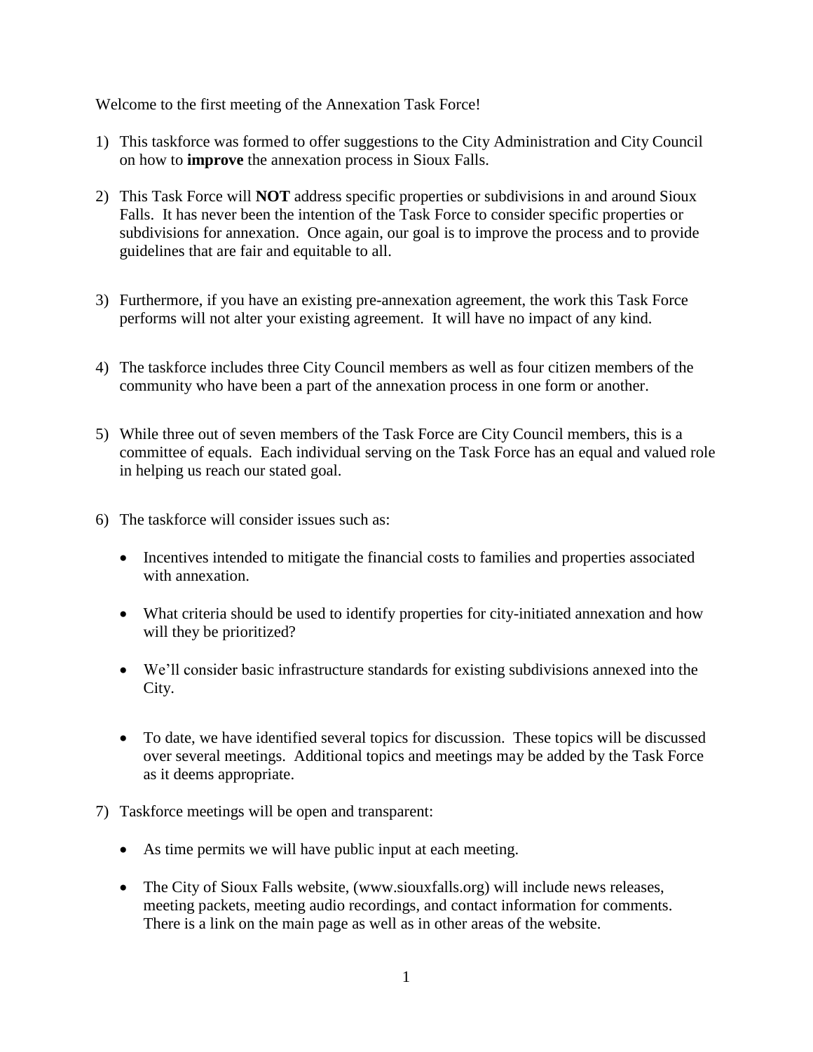Welcome to the first meeting of the Annexation Task Force!

1) This taskforce was formed to offer suggestions to the City Administration and City Council on how to **improve** the annexation process in Sioux Falls.

2) This Task Force will **NOT** address specific properties or subdivisions in and around Sioux Falls. It has never been the intention of the Task Force to consider specific properties or subdivisions for annexation. Once again, our goal is to improve the process and to provide guidelines that are fair and equitable to all.

3) Furthermore, if you have an existing pre-annexation agreement, the work this Task Force performs will not alter your existing agreement. It will have no impact of any kind.

4) The taskforce includes three City Council members as well as four citizen members of the community who have been a part of the annexation process in one form or another.

5) While three out of seven members of the Task Force are City Council members, this is a committee of equals. Each individual serving on the Task Force has an equal and valued role in helping us reach our stated goal.

6) The taskforce will consider issues such as:

   - Incentives intended to mitigate the financial costs to families and properties associated with annexation.

   - What criteria should be used to identify properties for city-initiated annexation and how will they be prioritized?

   - We'll consider basic infrastructure standards for existing subdivisions annexed into the City.

   - To date, we have identified several topics for discussion. These topics will be discussed over several meetings. Additional topics and meetings may be added by the Task Force as it deems appropriate.

7) Taskforce meetings will be open and transparent:

   - As time permits we will have public input at each meeting.

   - The City of Sioux Falls website, (www.siouxfalls.org) will include news releases, meeting packets, meeting audio recordings, and contact information for comments. There is a link on the main page as well as in other areas of the website.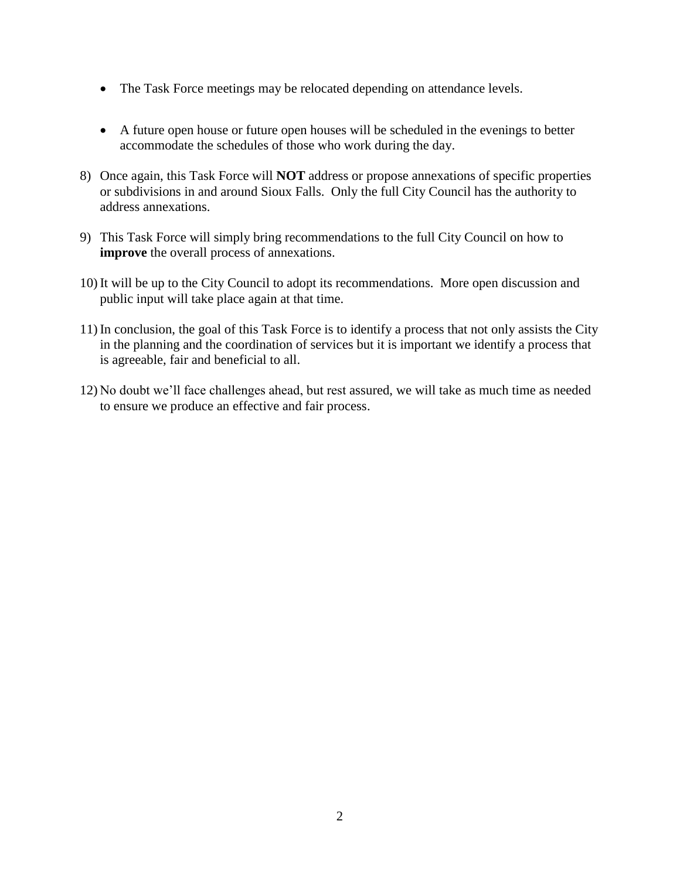- The Task Force meetings may be relocated depending on attendance levels.

- A future open house or future open houses will be scheduled in the evenings to better accommodate the schedules of those who work during the day.

8) Once again, this Task Force will **NOT** address or propose annexations of specific properties or subdivisions in and around Sioux Falls. Only the full City Council has the authority to address annexations.

9) This Task Force will simply bring recommendations to the full City Council on how to **improve** the overall process of annexations.

10) It will be up to the City Council to adopt its recommendations. More open discussion and public input will take place again at that time.

11) In conclusion, the goal of this Task Force is to identify a process that not only assists the City in the planning and the coordination of services but it is important we identify a process that is agreeable, fair and beneficial to all.

12) No doubt we'll face challenges ahead, but rest assured, we will take as much time as needed to ensure we produce an effective and fair process.